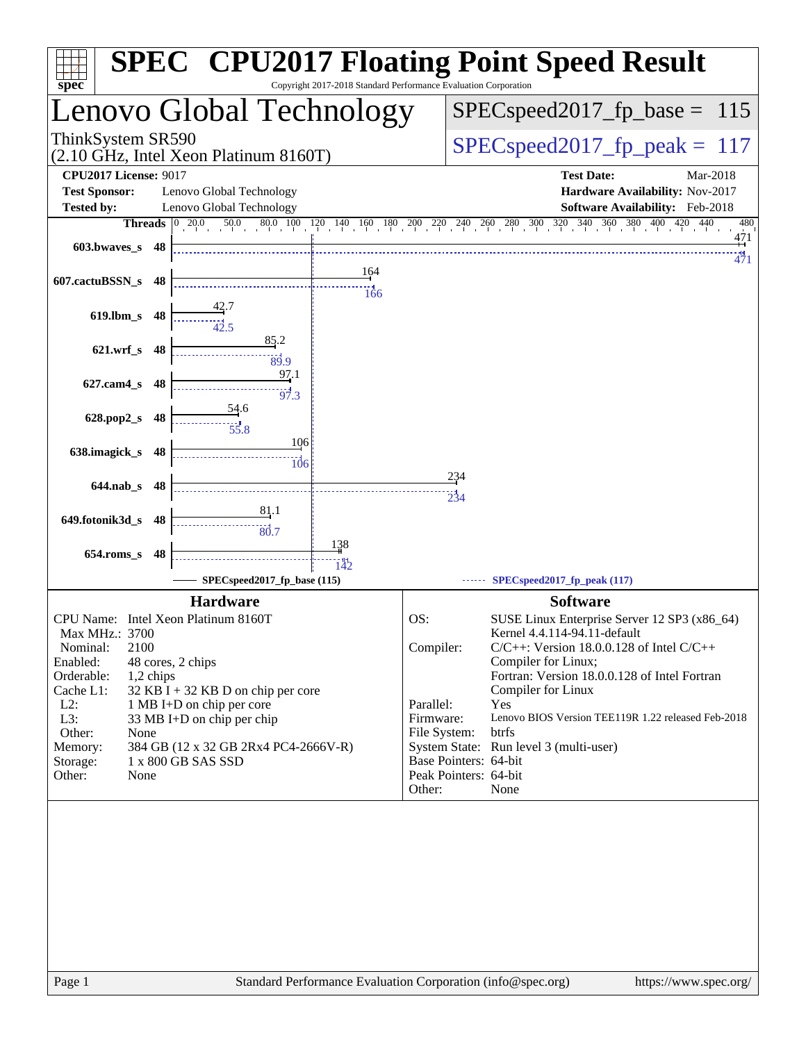# SPEC CPU2017 Floating Point Speed Result

Copyright 2017-2018 Standard Performance Evaluation Corporation

## Lenovo Global Technology

ThinkSystem SR590
(2.10 GHz, Intel Xeon Platinum 8160T)

SPECspeed2017_fp_base = 115

SPECspeed2017_fp_peak = 117

**CPU2017 License:** 9017
**Test Sponsor:** Lenovo Global Technology
**Tested by:** Lenovo Global Technology

**Test Date:** Mar-2018
**Hardware Availability:** Nov-2017
**Software Availability:** Feb-2018

| Benchmark | Threads | Base | Peak |
|---|---|---|---|
| 603.bwaves_s | 48 | 471 | 471 |
| 607.cactuBSSN_s | 48 | 164 | 166 |
| 619.lbm_s | 48 | 42.7 | 42.5 |
| 621.wrf_s | 48 | 85.2 | 89.9 |
| 627.cam4_s | 48 | 97.1 | 97.3 |
| 628.pop2_s | 48 | 54.6 | 55.8 |
| 638.imagick_s | 48 | 106 | 106 |
| 644.nab_s | 48 | 234 | 234 |
| 649.fotonik3d_s | 48 | 81.1 | 80.7 |
| 654.roms_s | 48 | 138 | 142 |

SPECspeed2017_fp_base (115) — SPECspeed2017_fp_peak (117)

### Hardware

| | |
|---|---|
| CPU Name: | Intel Xeon Platinum 8160T |
| Max MHz.: | 3700 |
| Nominal: | 2100 |
| Enabled: | 48 cores, 2 chips |
| Orderable: | 1,2 chips |
| Cache L1: | 32 KB I + 32 KB D on chip per core |
| L2: | 1 MB I+D on chip per core |
| L3: | 33 MB I+D on chip per chip |
| Other: | None |
| Memory: | 384 GB (12 x 32 GB 2Rx4 PC4-2666V-R) |
| Storage: | 1 x 800 GB SAS SSD |
| Other: | None |

### Software

| | |
|---|---|
| OS: | SUSE Linux Enterprise Server 12 SP3 (x86_64) Kernel 4.4.114-94.11-default |
| Compiler: | C/C++: Version 18.0.0.128 of Intel C/C++ Compiler for Linux; Fortran: Version 18.0.0.128 of Intel Fortran Compiler for Linux |
| Parallel: | Yes |
| Firmware: | Lenovo BIOS Version TEE119R 1.22 released Feb-2018 |
| File System: | btrfs |
| System State: | Run level 3 (multi-user) |
| Base Pointers: | 64-bit |
| Peak Pointers: | 64-bit |
| Other: | None |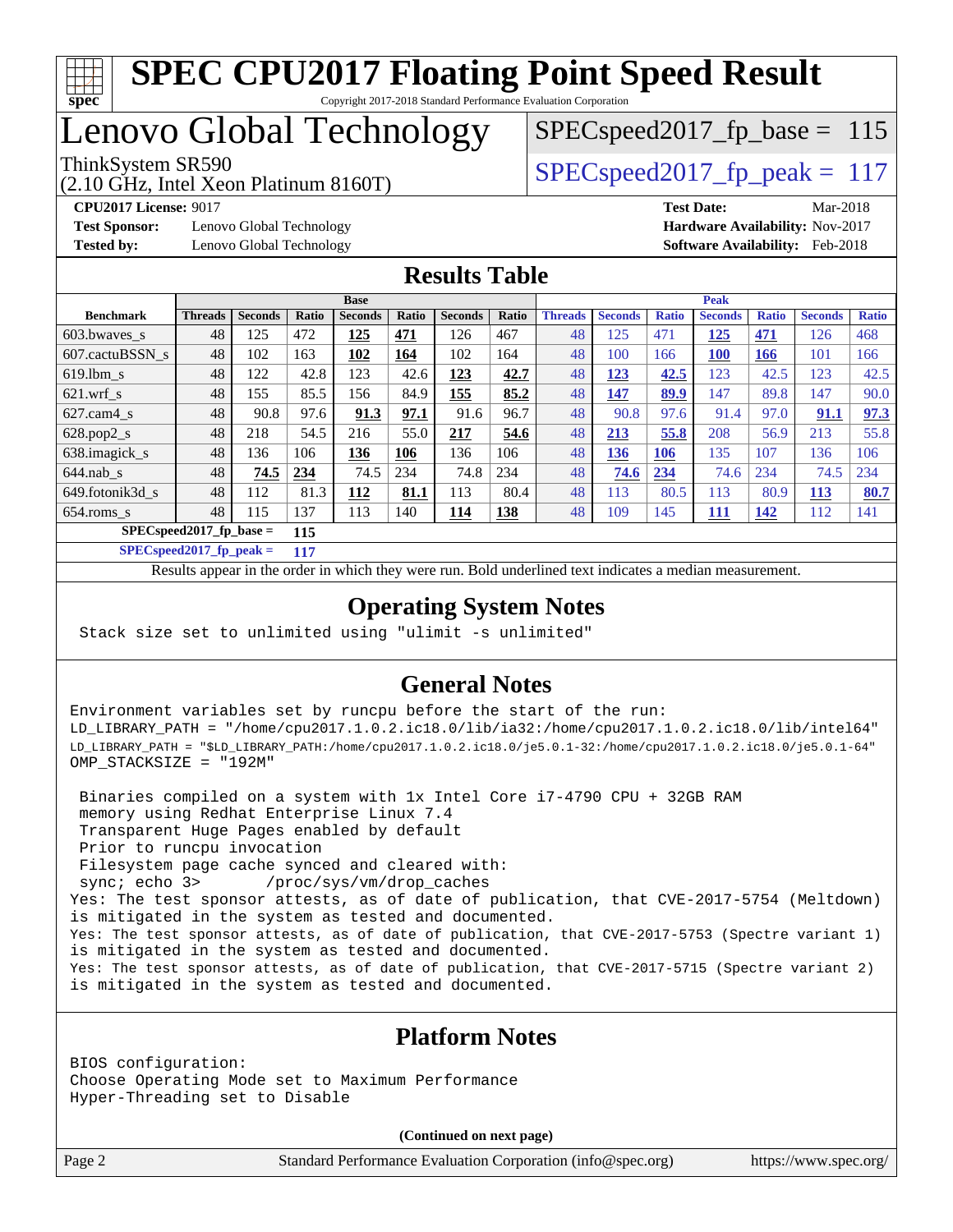# SPEC CPU2017 Floating Point Speed Result

Copyright 2017-2018 Standard Performance Evaluation Corporation

# Lenovo Global Technology

ThinkSystem SR590
(2.10 GHz, Intel Xeon Platinum 8160T)

SPECspeed2017_fp_base = 115

SPECspeed2017_fp_peak = 117

**CPU2017 License:** 9017
**Test Sponsor:** Lenovo Global Technology
**Tested by:** Lenovo Global Technology
**Test Date:** Mar-2018
**Hardware Availability:** Nov-2017
**Software Availability:** Feb-2018

## Results Table

| Benchmark | Base | | | | | | | Peak | | | | | | |
|---|---|---|---|---|---|---|---|---|---|---|---|---|---|---|
| | Threads | Seconds | Ratio | Seconds | Ratio | Seconds | Ratio | Threads | Seconds | Ratio | Seconds | Ratio | Seconds | Ratio |
| 603.bwaves_s | 48 | 125 | 472 | **125** | **471** | 126 | 467 | 48 | 125 | 471 | **125** | **471** | 126 | 468 |
| 607.cactuBSSN_s | 48 | 102 | 163 | **102** | **164** | 102 | 164 | 48 | 100 | 166 | **100** | **166** | 101 | 166 |
| 619.lbm_s | 48 | 122 | 42.8 | 123 | 42.6 | **123** | **42.7** | 48 | **123** | **42.5** | 123 | 42.5 | 123 | 42.5 |
| 621.wrf_s | 48 | 155 | 85.5 | 156 | 84.9 | **155** | **85.2** | 48 | **147** | **89.9** | 147 | 89.8 | 147 | 90.0 |
| 627.cam4_s | 48 | 90.8 | 97.6 | **91.3** | **97.1** | 91.6 | 96.7 | 48 | 90.8 | 97.6 | 91.4 | 97.0 | **91.1** | **97.3** |
| 628.pop2_s | 48 | 218 | 54.5 | 216 | 55.0 | **217** | **54.6** | 48 | **213** | **55.8** | 208 | 56.9 | 213 | 55.8 |
| 638.imagick_s | 48 | 136 | 106 | **136** | **106** | 136 | 106 | 48 | **136** | **106** | 135 | 107 | 136 | 106 |
| 644.nab_s | 48 | **74.5** | **234** | 74.5 | 234 | 74.8 | 234 | 48 | **74.6** | **234** | 74.6 | 234 | 74.5 | 234 |
| 649.fotonik3d_s | 48 | 112 | 81.3 | **112** | **81.1** | 113 | 80.4 | 48 | 113 | 80.5 | 113 | 80.9 | **113** | **80.7** |
| 654.roms_s | 48 | 115 | 137 | 113 | 140 | **114** | **138** | 48 | 109 | 145 | **111** | **142** | 112 | 141 |

**SPECspeed2017_fp_base = 115**

**SPECspeed2017_fp_peak = 117**

Results appear in the order in which they were run. Bold underlined text indicates a median measurement.

## Operating System Notes

```
Stack size set to unlimited using "ulimit -s unlimited"
```

## General Notes

```
Environment variables set by runcpu before the start of the run:
LD_LIBRARY_PATH = "/home/cpu2017.1.0.2.ic18.0/lib/ia32:/home/cpu2017.1.0.2.ic18.0/lib/intel64"
LD_LIBRARY_PATH = "$LD_LIBRARY_PATH:/home/cpu2017.1.0.2.ic18.0/je5.0.1-32:/home/cpu2017.1.0.2.ic18.0/je5.0.1-64"
OMP_STACKSIZE = "192M"

 Binaries compiled on a system with 1x Intel Core i7-4790 CPU + 32GB RAM
 memory using Redhat Enterprise Linux 7.4
 Transparent Huge Pages enabled by default
 Prior to runcpu invocation
 Filesystem page cache synced and cleared with:
 sync; echo 3>       /proc/sys/vm/drop_caches
Yes: The test sponsor attests, as of date of publication, that CVE-2017-5754 (Meltdown)
is mitigated in the system as tested and documented.
Yes: The test sponsor attests, as of date of publication, that CVE-2017-5753 (Spectre variant 1)
is mitigated in the system as tested and documented.
Yes: The test sponsor attests, as of date of publication, that CVE-2017-5715 (Spectre variant 2)
is mitigated in the system as tested and documented.
```

## Platform Notes

```
BIOS configuration:
Choose Operating Mode set to Maximum Performance
Hyper-Threading set to Disable
```

**(Continued on next page)**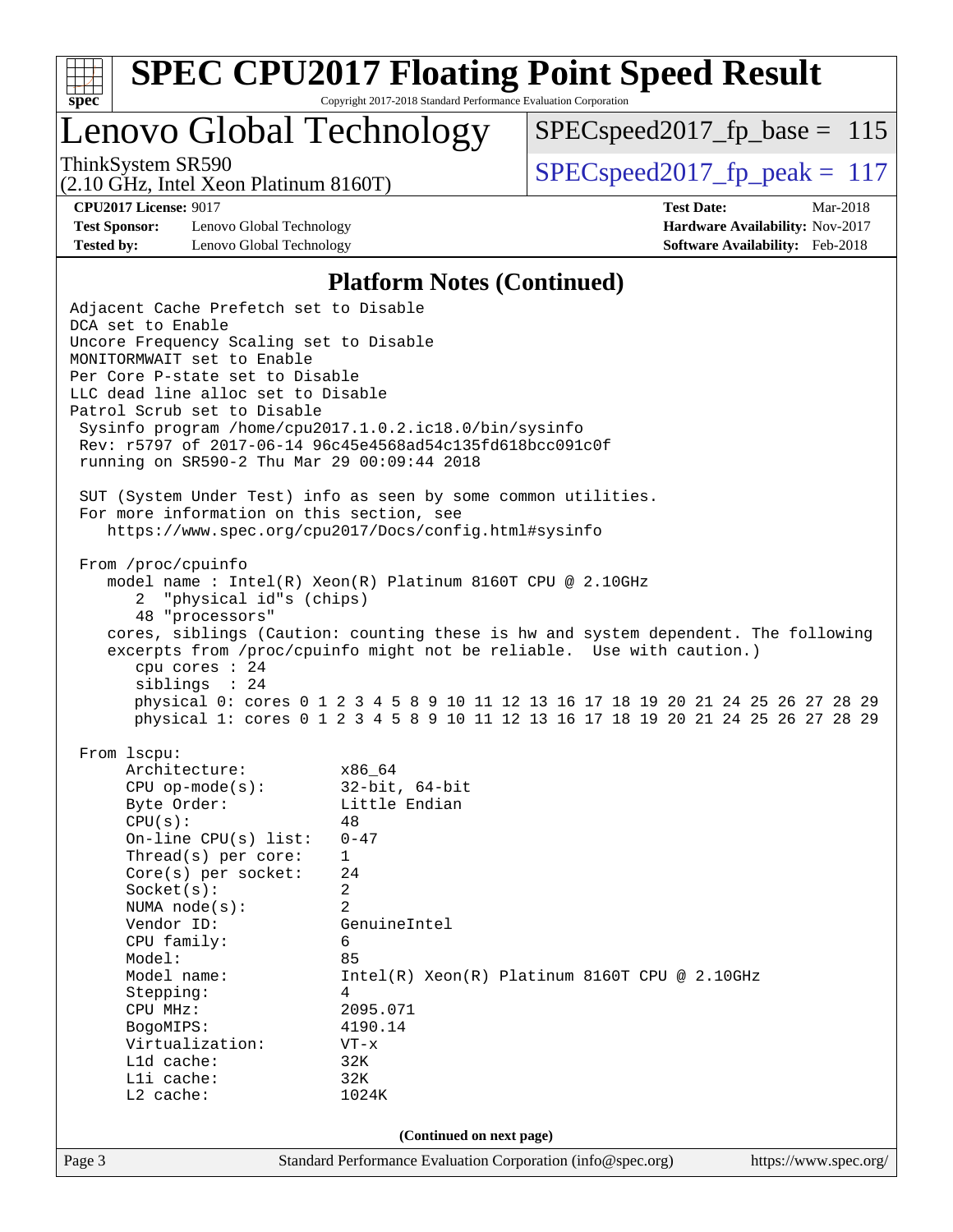# SPEC CPU2017 Floating Point Speed Result

Copyright 2017-2018 Standard Performance Evaluation Corporation

## Lenovo Global Technology

ThinkSystem SR590
(2.10 GHz, Intel Xeon Platinum 8160T)

SPECspeed2017_fp_base = 115

SPECspeed2017_fp_peak = 117

**CPU2017 License:** 9017
**Test Sponsor:** Lenovo Global Technology
**Tested by:** Lenovo Global Technology

**Test Date:** Mar-2018
**Hardware Availability:** Nov-2017
**Software Availability:** Feb-2018

### Platform Notes (Continued)

```
Adjacent Cache Prefetch set to Disable
DCA set to Enable
Uncore Frequency Scaling set to Disable
MONITORMWAIT set to Enable
Per Core P-state set to Disable
LLC dead line alloc set to Disable
Patrol Scrub set to Disable
 Sysinfo program /home/cpu2017.1.0.2.ic18.0/bin/sysinfo
 Rev: r5797 of 2017-06-14 96c45e4568ad54c135fd618bcc091c0f
 running on SR590-2 Thu Mar 29 00:09:44 2018

 SUT (System Under Test) info as seen by some common utilities.
 For more information on this section, see
    https://www.spec.org/cpu2017/Docs/config.html#sysinfo

 From /proc/cpuinfo
    model name : Intel(R) Xeon(R) Platinum 8160T CPU @ 2.10GHz
       2  "physical id"s (chips)
       48 "processors"
    cores, siblings (Caution: counting these is hw and system dependent. The following
    excerpts from /proc/cpuinfo might not be reliable.  Use with caution.)
       cpu cores : 24
       siblings  : 24
       physical 0: cores 0 1 2 3 4 5 8 9 10 11 12 13 16 17 18 19 20 21 24 25 26 27 28 29
       physical 1: cores 0 1 2 3 4 5 8 9 10 11 12 13 16 17 18 19 20 21 24 25 26 27 28 29

 From lscpu:
      Architecture:          x86_64
      CPU op-mode(s):        32-bit, 64-bit
      Byte Order:            Little Endian
      CPU(s):                48
      On-line CPU(s) list:   0-47
      Thread(s) per core:    1
      Core(s) per socket:    24
      Socket(s):             2
      NUMA node(s):          2
      Vendor ID:             GenuineIntel
      CPU family:            6
      Model:                 85
      Model name:            Intel(R) Xeon(R) Platinum 8160T CPU @ 2.10GHz
      Stepping:              4
      CPU MHz:               2095.071
      BogoMIPS:              4190.14
      Virtualization:        VT-x
      L1d cache:             32K
      L1i cache:             32K
      L2 cache:              1024K
```

(Continued on next page)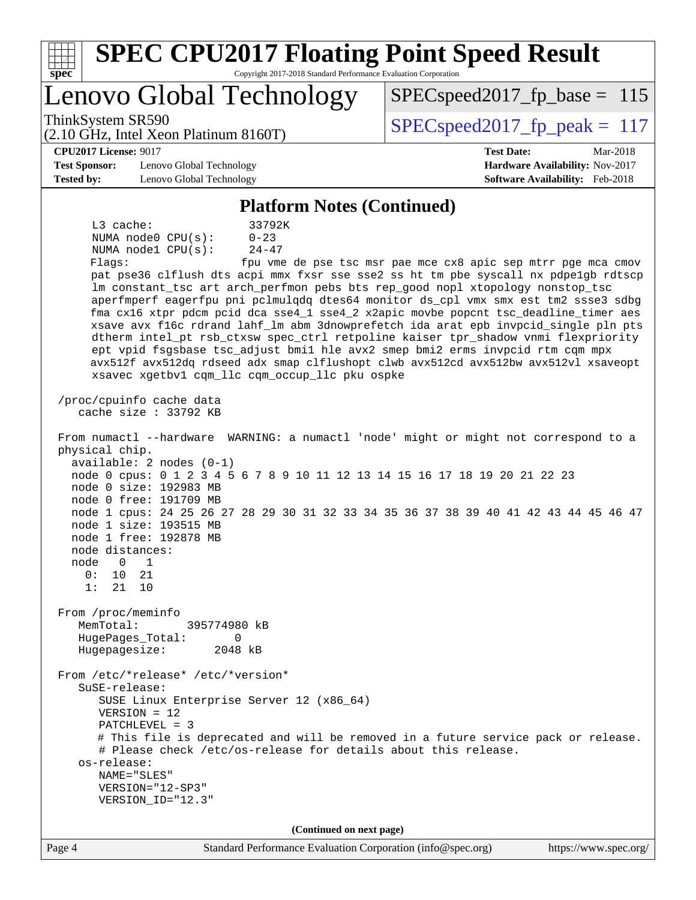## Platform Notes (Continued)

```
     L3 cache:              33792K
     NUMA node0 CPU(s):     0-23
     NUMA node1 CPU(s):     24-47
     Flags:                 fpu vme de pse tsc msr pae mce cx8 apic sep mtrr pge mca cmov
     pat pse36 clflush dts acpi mmx fxsr sse sse2 ss ht tm pbe syscall nx pdpe1gb rdtscp
     lm constant_tsc art arch_perfmon pebs bts rep_good nopl xtopology nonstop_tsc
     aperfmperf eagerfpu pni pclmulqdq dtes64 monitor ds_cpl vmx smx est tm2 ssse3 sdbg
     fma cx16 xtpr pdcm pcid dca sse4_1 sse4_2 x2apic movbe popcnt tsc_deadline_timer aes
     xsave avx f16c rdrand lahf_lm abm 3dnowprefetch ida arat epb invpcid_single pln pts
     dtherm intel_pt rsb_ctxsw spec_ctrl retpoline kaiser tpr_shadow vnmi flexpriority
     ept vpid fsgsbase tsc_adjust bmi1 hle avx2 smep bmi2 erms invpcid rtm cqm mpx
     avx512f avx512dq rdseed adx smap clflushopt clwb avx512cd avx512bw avx512vl xsaveopt
     xsavec xgetbv1 cqm_llc cqm_occup_llc pku ospke

 /proc/cpuinfo cache data
    cache size : 33792 KB

 From numactl --hardware  WARNING: a numactl 'node' might or might not correspond to a
 physical chip.
   available: 2 nodes (0-1)
   node 0 cpus: 0 1 2 3 4 5 6 7 8 9 10 11 12 13 14 15 16 17 18 19 20 21 22 23
   node 0 size: 192983 MB
   node 0 free: 191709 MB
   node 1 cpus: 24 25 26 27 28 29 30 31 32 33 34 35 36 37 38 39 40 41 42 43 44 45 46 47
   node 1 size: 193515 MB
   node 1 free: 192878 MB
   node distances:
   node   0   1
     0:  10  21
     1:  21  10

 From /proc/meminfo
    MemTotal:       395774980 kB
    HugePages_Total:       0
    Hugepagesize:       2048 kB

 From /etc/*release* /etc/*version*
    SuSE-release:
       SUSE Linux Enterprise Server 12 (x86_64)
       VERSION = 12
       PATCHLEVEL = 3
       # This file is deprecated and will be removed in a future service pack or release.
       # Please check /etc/os-release for details about this release.
    os-release:
       NAME="SLES"
       VERSION="12-SP3"
       VERSION_ID="12.3"
```

(Continued on next page)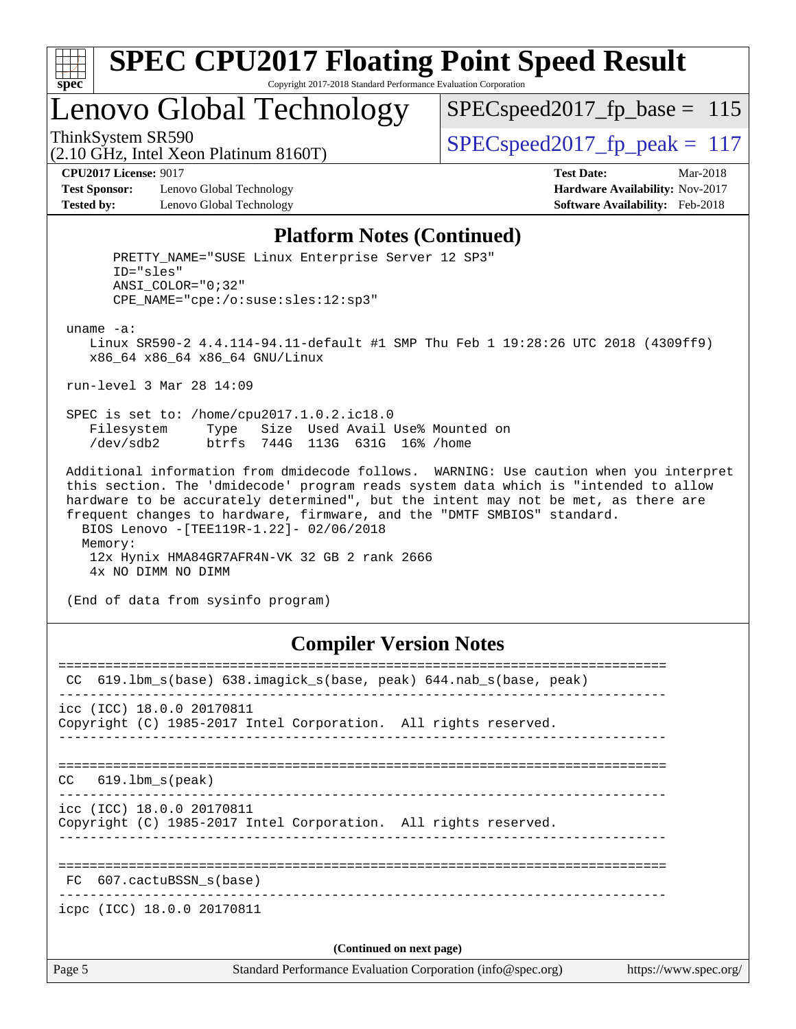## Platform Notes (Continued)

```
      PRETTY_NAME="SUSE Linux Enterprise Server 12 SP3"
      ID="sles"
      ANSI_COLOR="0;32"
      CPE_NAME="cpe:/o:suse:sles:12:sp3"

 uname -a:
    Linux SR590-2 4.4.114-94.11-default #1 SMP Thu Feb 1 19:28:26 UTC 2018 (4309ff9)
    x86_64 x86_64 x86_64 GNU/Linux

 run-level 3 Mar 28 14:09

 SPEC is set to: /home/cpu2017.1.0.2.ic18.0
    Filesystem     Type   Size  Used Avail Use% Mounted on
    /dev/sdb2      btrfs  744G  113G  631G  16% /home

 Additional information from dmidecode follows.  WARNING: Use caution when you interpret
 this section. The 'dmidecode' program reads system data which is "intended to allow
 hardware to be accurately determined", but the intent may not be met, as there are
 frequent changes to hardware, firmware, and the "DMTF SMBIOS" standard.
   BIOS Lenovo -[TEE119R-1.22]- 02/06/2018
   Memory:
     12x Hynix HMA84GR7AFR4N-VK 32 GB 2 rank 2666
     4x NO DIMM NO DIMM

 (End of data from sysinfo program)
```

## Compiler Version Notes

```
==============================================================================
 CC  619.lbm_s(base) 638.imagick_s(base, peak) 644.nab_s(base, peak)
------------------------------------------------------------------------------
icc (ICC) 18.0.0 20170811
Copyright (C) 1985-2017 Intel Corporation.  All rights reserved.
------------------------------------------------------------------------------

==============================================================================
 CC  619.lbm_s(peak)
------------------------------------------------------------------------------
icc (ICC) 18.0.0 20170811
Copyright (C) 1985-2017 Intel Corporation.  All rights reserved.
------------------------------------------------------------------------------

==============================================================================
 FC  607.cactuBSSN_s(base)
------------------------------------------------------------------------------
icpc (ICC) 18.0.0 20170811
```

(Continued on next page)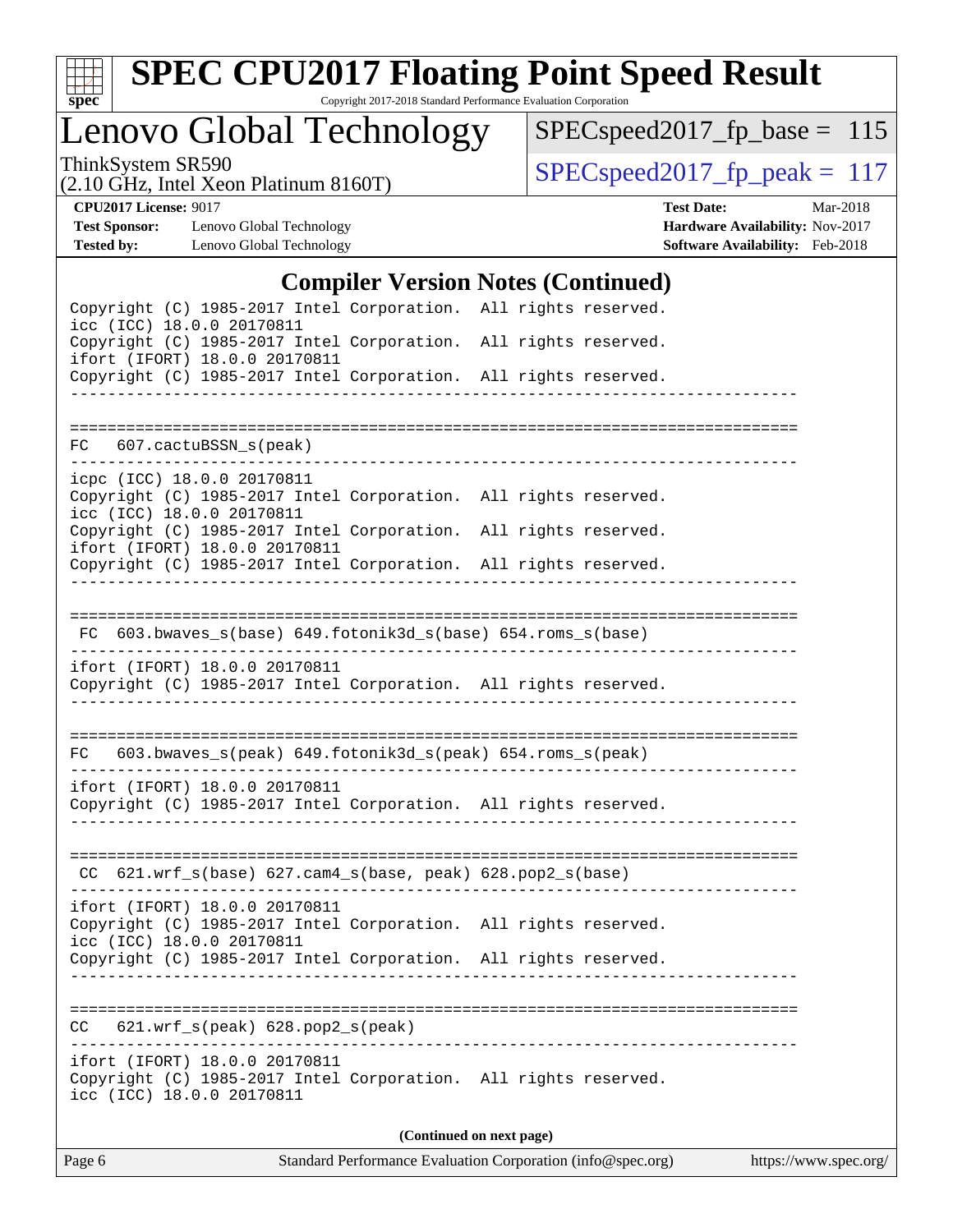## Compiler Version Notes (Continued)

```
Copyright (C) 1985-2017 Intel Corporation.  All rights reserved.
icc (ICC) 18.0.0 20170811
Copyright (C) 1985-2017 Intel Corporation.  All rights reserved.
ifort (IFORT) 18.0.0 20170811
Copyright (C) 1985-2017 Intel Corporation.  All rights reserved.
------------------------------------------------------------------------------

==============================================================================
 FC   607.cactuBSSN_s(peak)
------------------------------------------------------------------------------
icpc (ICC) 18.0.0 20170811
Copyright (C) 1985-2017 Intel Corporation.  All rights reserved.
icc (ICC) 18.0.0 20170811
Copyright (C) 1985-2017 Intel Corporation.  All rights reserved.
ifort (IFORT) 18.0.0 20170811
Copyright (C) 1985-2017 Intel Corporation.  All rights reserved.
------------------------------------------------------------------------------

==============================================================================
 FC  603.bwaves_s(base) 649.fotonik3d_s(base) 654.roms_s(base)
------------------------------------------------------------------------------
ifort (IFORT) 18.0.0 20170811
Copyright (C) 1985-2017 Intel Corporation.  All rights reserved.
------------------------------------------------------------------------------

==============================================================================
 FC   603.bwaves_s(peak) 649.fotonik3d_s(peak) 654.roms_s(peak)
------------------------------------------------------------------------------
ifort (IFORT) 18.0.0 20170811
Copyright (C) 1985-2017 Intel Corporation.  All rights reserved.
------------------------------------------------------------------------------

==============================================================================
 CC  621.wrf_s(base) 627.cam4_s(base, peak) 628.pop2_s(base)
------------------------------------------------------------------------------
ifort (IFORT) 18.0.0 20170811
Copyright (C) 1985-2017 Intel Corporation.  All rights reserved.
icc (ICC) 18.0.0 20170811
Copyright (C) 1985-2017 Intel Corporation.  All rights reserved.
------------------------------------------------------------------------------

==============================================================================
 CC   621.wrf_s(peak) 628.pop2_s(peak)
------------------------------------------------------------------------------
ifort (IFORT) 18.0.0 20170811
Copyright (C) 1985-2017 Intel Corporation.  All rights reserved.
icc (ICC) 18.0.0 20170811
```

**(Continued on next page)**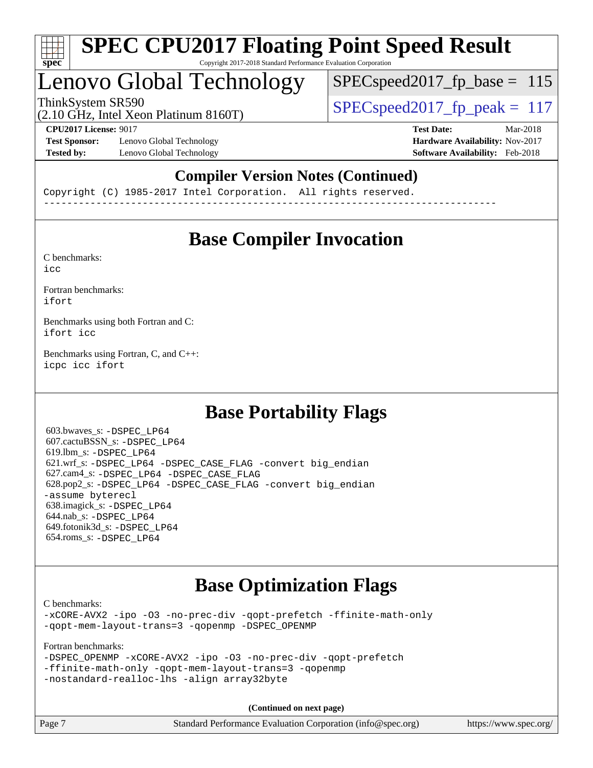# SPEC CPU2017 Floating Point Speed Result

Copyright 2017-2018 Standard Performance Evaluation Corporation

# Lenovo Global Technology

ThinkSystem SR590
(2.10 GHz, Intel Xeon Platinum 8160T)

SPECspeed2017_fp_base = 115

SPECspeed2017_fp_peak = 117

**CPU2017 License:** 9017
**Test Sponsor:** Lenovo Global Technology
**Tested by:** Lenovo Global Technology

**Test Date:** Mar-2018
**Hardware Availability:** Nov-2017
**Software Availability:** Feb-2018

## Compiler Version Notes (Continued)

```
Copyright (C) 1985-2017 Intel Corporation.  All rights reserved.
------------------------------------------------------------------------------
```

## Base Compiler Invocation

C benchmarks:
`icc`

Fortran benchmarks:
`ifort`

Benchmarks using both Fortran and C:
`ifort icc`

Benchmarks using Fortran, C, and C++:
`icpc icc ifort`

## Base Portability Flags

603.bwaves_s: `-DSPEC_LP64`
607.cactuBSSN_s: `-DSPEC_LP64`
619.lbm_s: `-DSPEC_LP64`
621.wrf_s: `-DSPEC_LP64 -DSPEC_CASE_FLAG -convert big_endian`
627.cam4_s: `-DSPEC_LP64 -DSPEC_CASE_FLAG`
628.pop2_s: `-DSPEC_LP64 -DSPEC_CASE_FLAG -convert big_endian -assume byterecl`
638.imagick_s: `-DSPEC_LP64`
644.nab_s: `-DSPEC_LP64`
649.fotonik3d_s: `-DSPEC_LP64`
654.roms_s: `-DSPEC_LP64`

## Base Optimization Flags

C benchmarks:
`-xCORE-AVX2 -ipo -O3 -no-prec-div -qopt-prefetch -ffinite-math-only -qopt-mem-layout-trans=3 -qopenmp -DSPEC_OPENMP`

Fortran benchmarks:
`-DSPEC_OPENMP -xCORE-AVX2 -ipo -O3 -no-prec-div -qopt-prefetch -ffinite-math-only -qopt-mem-layout-trans=3 -qopenmp -nostandard-realloc-lhs -align array32byte`

**(Continued on next page)**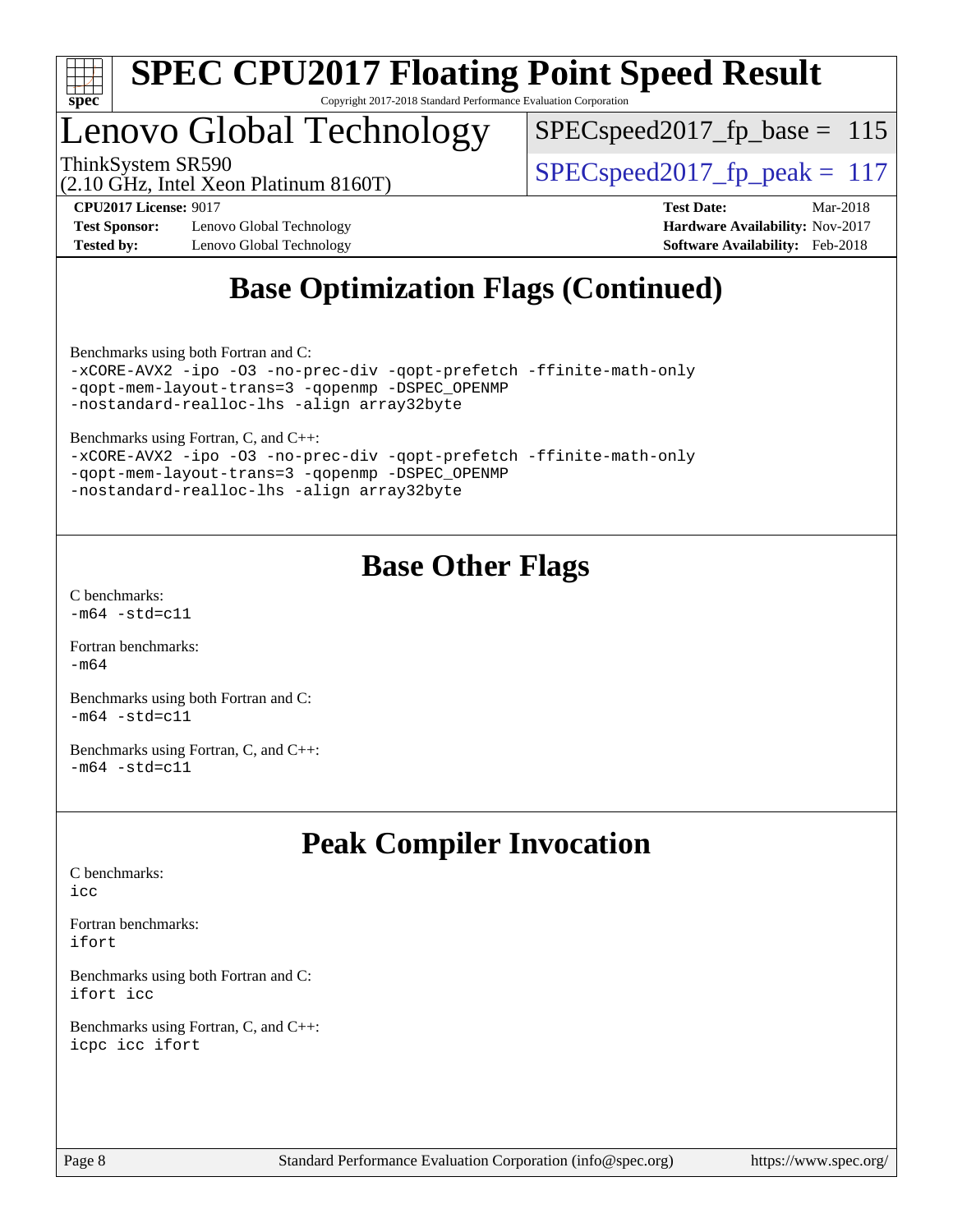## Base Optimization Flags (Continued)

Benchmarks using both Fortran and C:
```
-xCORE-AVX2 -ipo -O3 -no-prec-div -qopt-prefetch -ffinite-math-only
-qopt-mem-layout-trans=3 -qopenmp -DSPEC_OPENMP
-nostandard-realloc-lhs -align array32byte
```

Benchmarks using Fortran, C, and C++:
```
-xCORE-AVX2 -ipo -O3 -no-prec-div -qopt-prefetch -ffinite-math-only
-qopt-mem-layout-trans=3 -qopenmp -DSPEC_OPENMP
-nostandard-realloc-lhs -align array32byte
```

## Base Other Flags

C benchmarks:
```
-m64 -std=c11
```

Fortran benchmarks:
```
-m64
```

Benchmarks using both Fortran and C:
```
-m64 -std=c11
```

Benchmarks using Fortran, C, and C++:
```
-m64 -std=c11
```

## Peak Compiler Invocation

C benchmarks:
```
icc
```

Fortran benchmarks:
```
ifort
```

Benchmarks using both Fortran and C:
```
ifort icc
```

Benchmarks using Fortran, C, and C++:
```
icpc icc ifort
```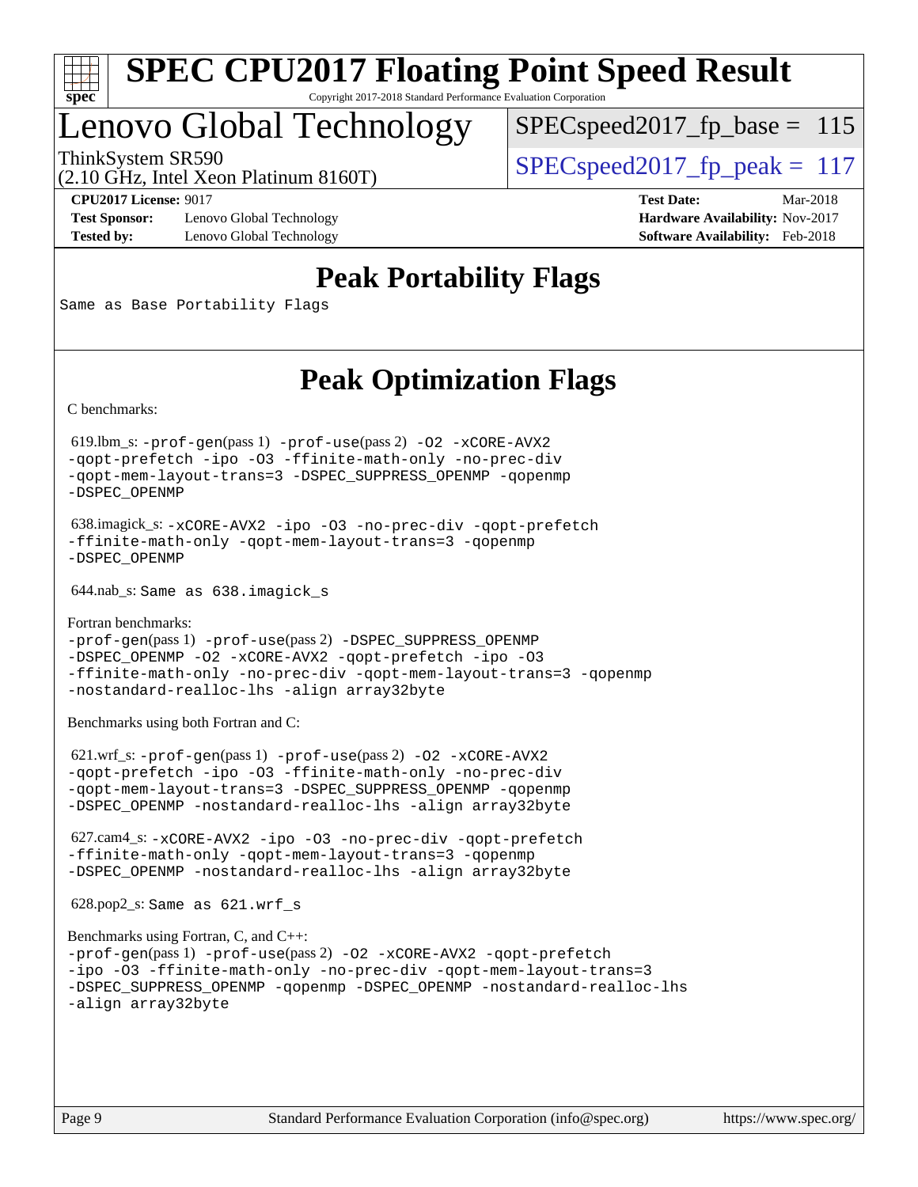# SPEC CPU2017 Floating Point Speed Result

Copyright 2017-2018 Standard Performance Evaluation Corporation

# Lenovo Global Technology

ThinkSystem SR590
(2.10 GHz, Intel Xeon Platinum 8160T)

SPECspeed2017_fp_base = 115

SPECspeed2017_fp_peak = 117

**CPU2017 License:** 9017
**Test Sponsor:** Lenovo Global Technology
**Tested by:** Lenovo Global Technology

**Test Date:** Mar-2018
**Hardware Availability:** Nov-2017
**Software Availability:** Feb-2018

## Peak Portability Flags

Same as Base Portability Flags

## Peak Optimization Flags

C benchmarks:

619.lbm_s: -prof-gen(pass 1) -prof-use(pass 2) -O2 -xCORE-AVX2 -qopt-prefetch -ipo -O3 -ffinite-math-only -no-prec-div -qopt-mem-layout-trans=3 -DSPEC_SUPPRESS_OPENMP -qopenmp -DSPEC_OPENMP

638.imagick_s: -xCORE-AVX2 -ipo -O3 -no-prec-div -qopt-prefetch -ffinite-math-only -qopt-mem-layout-trans=3 -qopenmp -DSPEC_OPENMP

644.nab_s: Same as 638.imagick_s

Fortran benchmarks:

-prof-gen(pass 1) -prof-use(pass 2) -DSPEC_SUPPRESS_OPENMP -DSPEC_OPENMP -O2 -xCORE-AVX2 -qopt-prefetch -ipo -O3 -ffinite-math-only -no-prec-div -qopt-mem-layout-trans=3 -qopenmp -nostandard-realloc-lhs -align array32byte

Benchmarks using both Fortran and C:

621.wrf_s: -prof-gen(pass 1) -prof-use(pass 2) -O2 -xCORE-AVX2 -qopt-prefetch -ipo -O3 -ffinite-math-only -no-prec-div -qopt-mem-layout-trans=3 -DSPEC_SUPPRESS_OPENMP -qopenmp -DSPEC_OPENMP -nostandard-realloc-lhs -align array32byte

627.cam4_s: -xCORE-AVX2 -ipo -O3 -no-prec-div -qopt-prefetch -ffinite-math-only -qopt-mem-layout-trans=3 -qopenmp -DSPEC_OPENMP -nostandard-realloc-lhs -align array32byte

628.pop2_s: Same as 621.wrf_s

Benchmarks using Fortran, C, and C++:

-prof-gen(pass 1) -prof-use(pass 2) -O2 -xCORE-AVX2 -qopt-prefetch -ipo -O3 -ffinite-math-only -no-prec-div -qopt-mem-layout-trans=3 -DSPEC_SUPPRESS_OPENMP -qopenmp -DSPEC_OPENMP -nostandard-realloc-lhs -align array32byte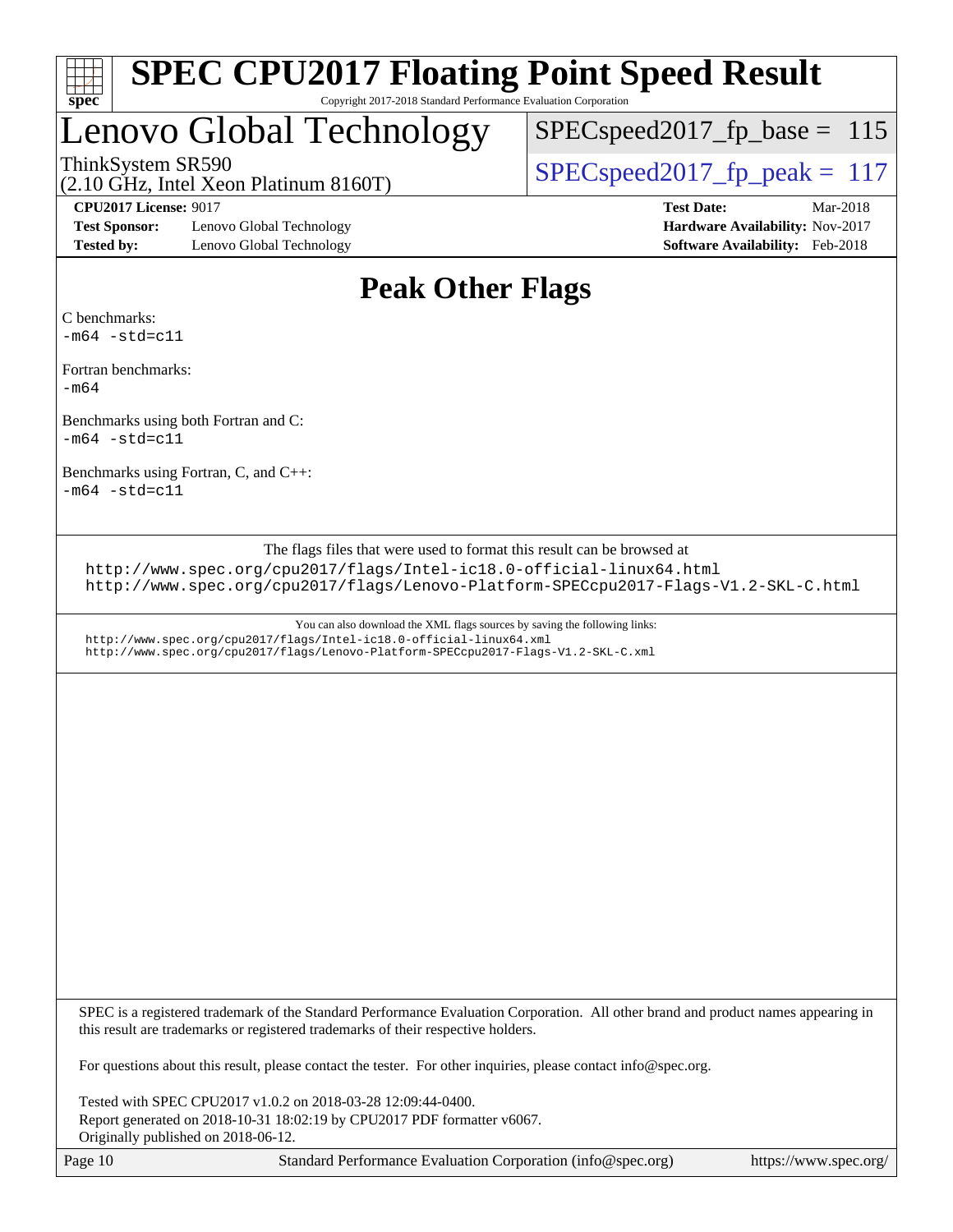# Peak Other Flags

C benchmarks:
-m64 -std=c11

Fortran benchmarks:
-m64

Benchmarks using both Fortran and C:
-m64 -std=c11

Benchmarks using Fortran, C, and C++:
-m64 -std=c11

The flags files that were used to format this result can be browsed at
http://www.spec.org/cpu2017/flags/Intel-ic18.0-official-linux64.html
http://www.spec.org/cpu2017/flags/Lenovo-Platform-SPECcpu2017-Flags-V1.2-SKL-C.html

You can also download the XML flags sources by saving the following links:
http://www.spec.org/cpu2017/flags/Intel-ic18.0-official-linux64.xml
http://www.spec.org/cpu2017/flags/Lenovo-Platform-SPECcpu2017-Flags-V1.2-SKL-C.xml

SPEC is a registered trademark of the Standard Performance Evaluation Corporation. All other brand and product names appearing in this result are trademarks or registered trademarks of their respective holders.

For questions about this result, please contact the tester. For other inquiries, please contact info@spec.org.

Tested with SPEC CPU2017 v1.0.2 on 2018-03-28 12:09:44-0400.
Report generated on 2018-10-31 18:02:19 by CPU2017 PDF formatter v6067.
Originally published on 2018-06-12.